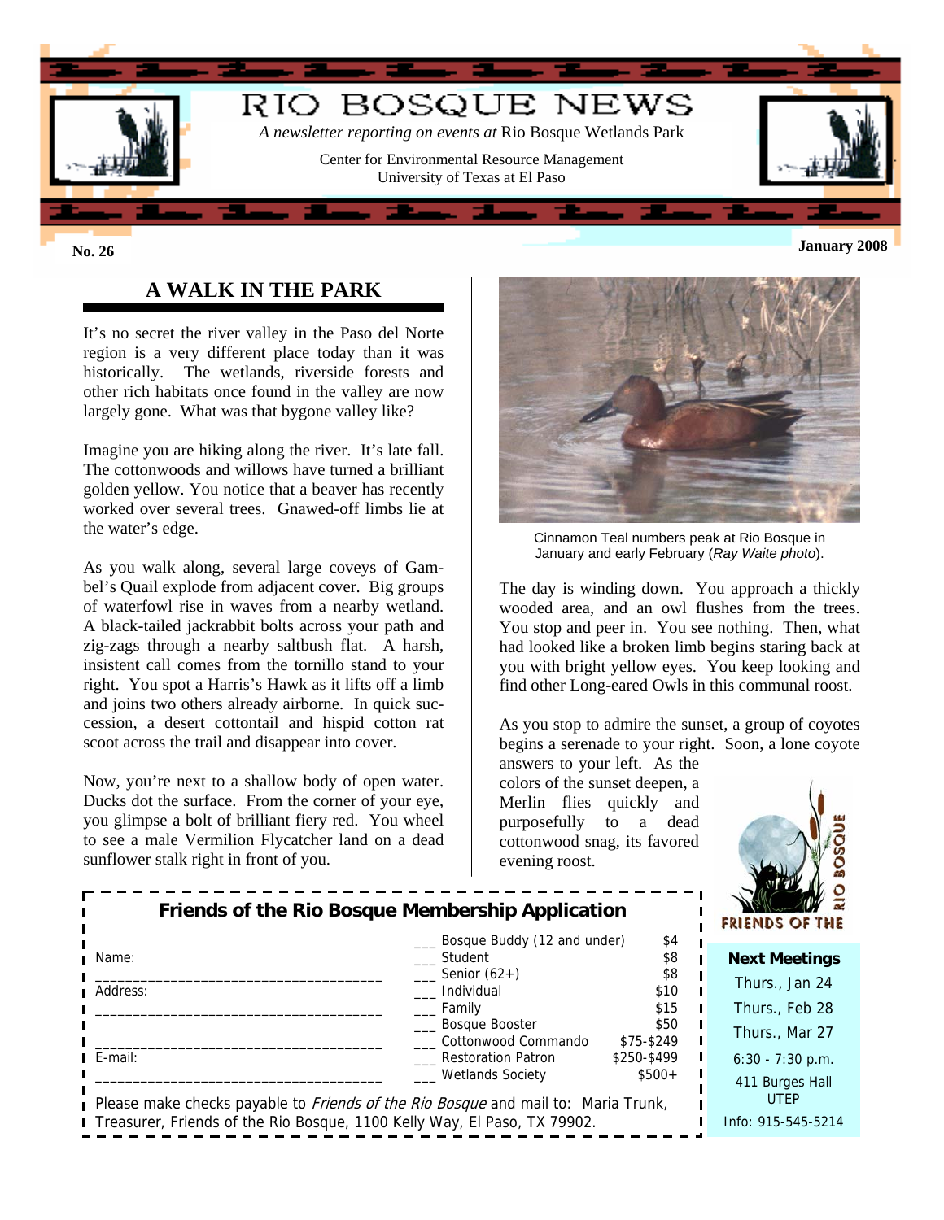# RIO BOSQUE NEWS

*A newsletter reporting on events at* Rio Bosque Wetlands Park

Center for Environmental Resource Management
University of Texas at El Paso

**No. 26** **January 2008**

## A WALK IN THE PARK

It's no secret the river valley in the Paso del Norte region is a very different place today than it was historically. The wetlands, riverside forests and other rich habitats once found in the valley are now largely gone. What was that bygone valley like?

Imagine you are hiking along the river. It's late fall. The cottonwoods and willows have turned a brilliant golden yellow. You notice that a beaver has recently worked over several trees. Gnawed-off limbs lie at the water's edge.

As you walk along, several large coveys of Gambel's Quail explode from adjacent cover. Big groups of waterfowl rise in waves from a nearby wetland. A black-tailed jackrabbit bolts across your path and zig-zags through a nearby saltbush flat. A harsh, insistent call comes from the tornillo stand to your right. You spot a Harris's Hawk as it lifts off a limb and joins two others already airborne. In quick succession, a desert cottontail and hispid cotton rat scoot across the trail and disappear into cover.

Now, you're next to a shallow body of open water. Ducks dot the surface. From the corner of your eye, you glimpse a bolt of brilliant fiery red. You wheel to see a male Vermilion Flycatcher land on a dead sunflower stalk right in front of you.

Cinnamon Teal numbers peak at Rio Bosque in January and early February (*Ray Waite photo*).

The day is winding down. You approach a thickly wooded area, and an owl flushes from the trees. You stop and peer in. You see nothing. Then, what had looked like a broken limb begins staring back at you with bright yellow eyes. You keep looking and find other Long-eared Owls in this communal roost.

As you stop to admire the sunset, a group of coyotes begins a serenade to your right. Soon, a lone coyote answers to your left. As the colors of the sunset deepen, a Merlin flies quickly and purposefully to a dead cottonwood snag, its favored evening roost.

### Friends of the Rio Bosque Membership Application

Name: ____________________________________

Address: ____________________________________

____________________________________

E-mail: ____________________________________

| | | |
|---|---|---|
| ___ | Bosque Buddy (12 and under) | $4 |
| ___ | Student | $8 |
| ___ | Senior (62+) | $8 |
| ___ | Individual | $10 |
| ___ | Family | $15 |
| ___ | Bosque Booster | $50 |
| ___ | Cottonwood Commando | $75-$249 |
| ___ | Restoration Patron | $250-$499 |
| ___ | Wetlands Society | $500+ |

Please make checks payable to *Friends of the Rio Bosque* and mail to: Maria Trunk, Treasurer, Friends of the Rio Bosque, 1100 Kelly Way, El Paso, TX 79902.

FRIENDS OF THE RIO BOSQUE

**Next Meetings**

Thurs., Jan 24

Thurs., Feb 28

Thurs., Mar 27

6:30 - 7:30 p.m.

411 Burges Hall UTEP

Info: 915-545-5214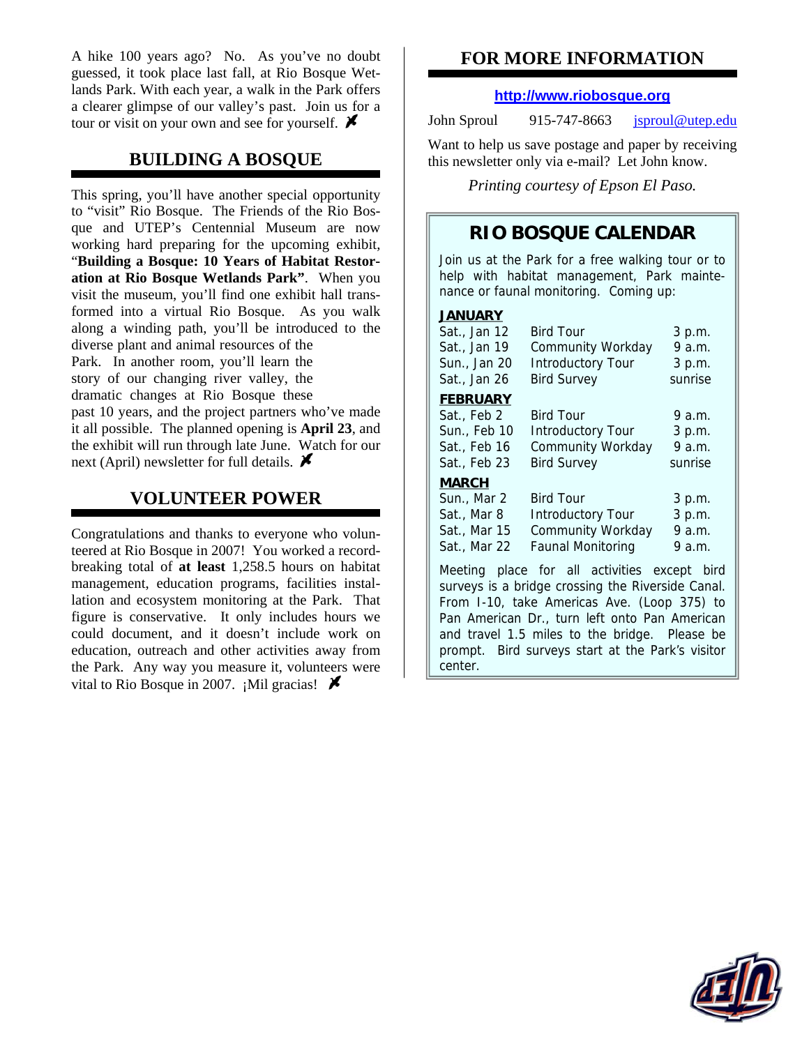A hike 100 years ago? No. As you've no doubt guessed, it took place last fall, at Rio Bosque Wetlands Park. With each year, a walk in the Park offers a clearer glimpse of our valley's past. Join us for a tour or visit on your own and see for yourself. ✗

## BUILDING A BOSQUE

This spring, you'll have another special opportunity to "visit" Rio Bosque. The Friends of the Rio Bosque and UTEP's Centennial Museum are now working hard preparing for the upcoming exhibit, "**Building a Bosque: 10 Years of Habitat Restoration at Rio Bosque Wetlands Park"**. When you visit the museum, you'll find one exhibit hall transformed into a virtual Rio Bosque. As you walk along a winding path, you'll be introduced to the diverse plant and animal resources of the Park. In another room, you'll learn the story of our changing river valley, the dramatic changes at Rio Bosque these past 10 years, and the project partners who've made it all possible. The planned opening is **April 23**, and the exhibit will run through late June. Watch for our next (April) newsletter for full details. ✗

## VOLUNTEER POWER

Congratulations and thanks to everyone who volunteered at Rio Bosque in 2007! You worked a record-breaking total of **at least** 1,258.5 hours on habitat management, education programs, facilities installation and ecosystem monitoring at the Park. That figure is conservative. It only includes hours we could document, and it doesn't include work on education, outreach and other activities away from the Park. Any way you measure it, volunteers were vital to Rio Bosque in 2007. ¡Mil gracias! ✗

## FOR MORE INFORMATION

**http://www.riobosque.org**

John Sproul 915-747-8663 jsproul@utep.edu

Want to help us save postage and paper by receiving this newsletter only via e-mail? Let John know.

*Printing courtesy of Epson El Paso.*

## RIO BOSQUE CALENDAR

Join us at the Park for a free walking tour or to help with habitat management, Park maintenance or faunal monitoring. Coming up:

| | | |
|---|---|---|
| **JANUARY** | | |
| Sat., Jan 12 | Bird Tour | 3 p.m. |
| Sat., Jan 19 | Community Workday | 9 a.m. |
| Sun., Jan 20 | Introductory Tour | 3 p.m. |
| Sat., Jan 26 | Bird Survey | sunrise |
| **FEBRUARY** | | |
| Sat., Feb 2 | Bird Tour | 9 a.m. |
| Sun., Feb 10 | Introductory Tour | 3 p.m. |
| Sat., Feb 16 | Community Workday | 9 a.m. |
| Sat., Feb 23 | Bird Survey | sunrise |
| **MARCH** | | |
| Sun., Mar 2 | Bird Tour | 3 p.m. |
| Sat., Mar 8 | Introductory Tour | 3 p.m. |
| Sat., Mar 15 | Community Workday | 9 a.m. |
| Sat., Mar 22 | Faunal Monitoring | 9 a.m. |

Meeting place for all activities except bird surveys is a bridge crossing the Riverside Canal. From I-10, take Americas Ave. (Loop 375) to Pan American Dr., turn left onto Pan American and travel 1.5 miles to the bridge. Please be prompt. Bird surveys start at the Park's visitor center.